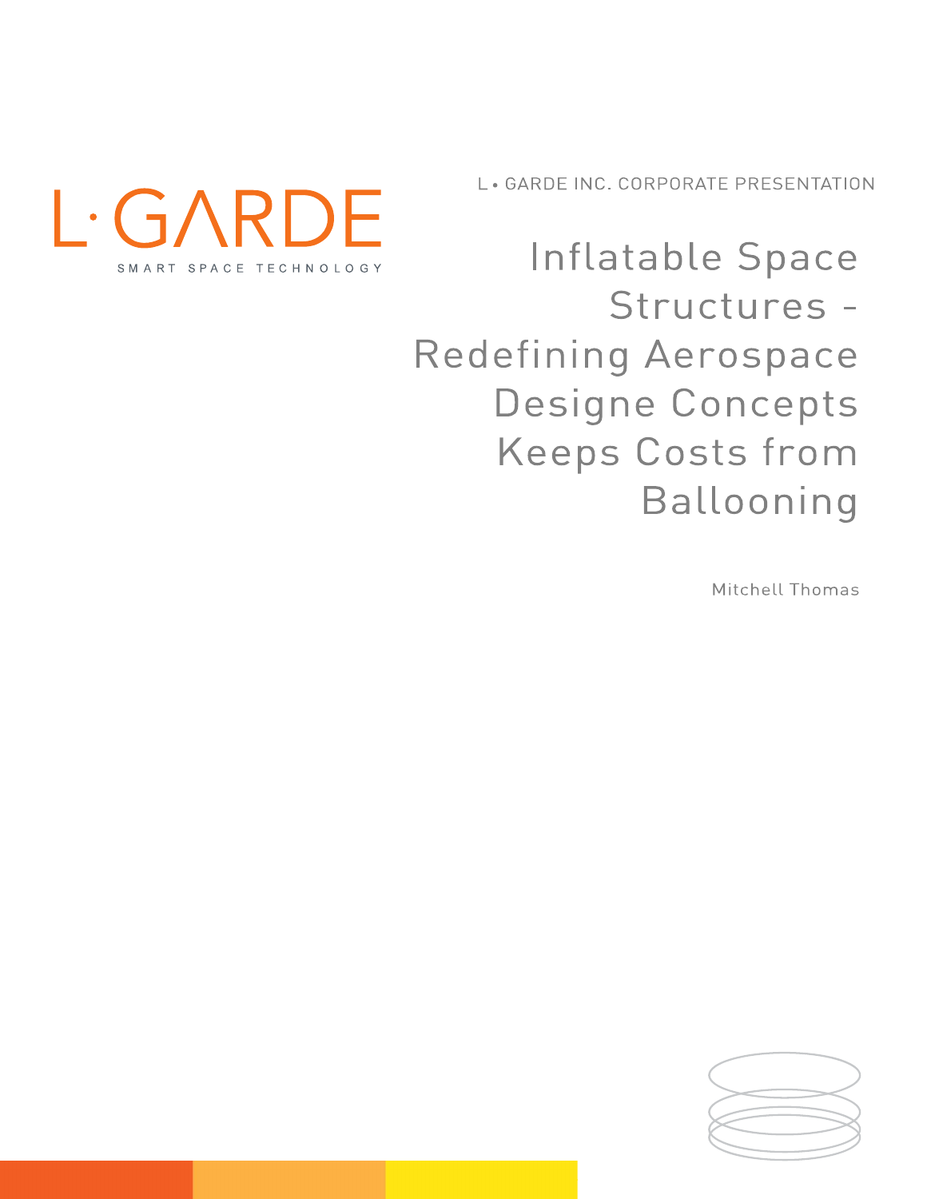L·GARDE

SMART SPACE TECHNOLOGY

L • GARDE INC. CORPORATE PRESENTATION

# Inflatable Space Structures - Redefining Aerospace Designe Concepts Keeps Costs from Ballooning

Mitchell Thomas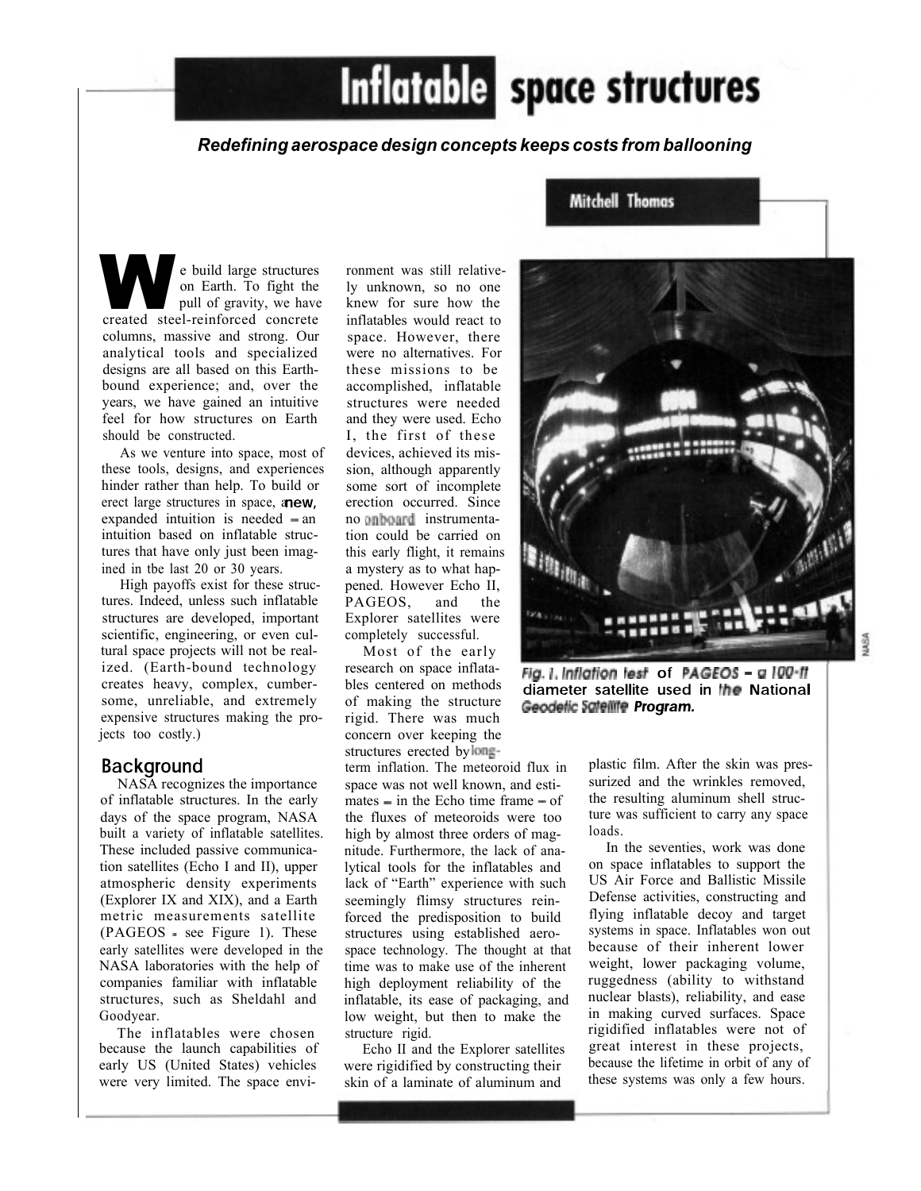# Inflatable space structures

***Redefining aerospace design concepts keeps costs from ballooning***

**Mitchell Thomas**

We build large structures on Earth. To fight the pull of gravity, we have created steel-reinforced concrete columns, massive and strong. Our analytical tools and specialized designs are all based on this Earth-bound experience; and, over the years, we have gained an intuitive feel for how structures on Earth should be constructed.

As we venture into space, most of these tools, designs, and experiences hinder rather than help. To build or erect large structures in space, a **new,** expanded intuition is needed – an intuition based on inflatable structures that have only just been imagined in tbe last 20 or 30 years.

High payoffs exist for these structures. Indeed, unless such inflatable structures are developed, important scientific, engineering, or even cultural space projects will not be realized. (Earth-bound technology creates heavy, complex, cumbersome, unreliable, and extremely expensive structures making the projects too costly.)

## Background

NASA recognizes the importance of inflatable structures. In the early days of the space program, NASA built a variety of inflatable satellites. These included passive communication satellites (Echo I and II), upper atmospheric density experiments (Explorer IX and XIX), and a Earth metric measurements satellite (PAGEOS - see Figure 1). These early satellites were developed in the NASA laboratories with the help of companies familiar with inflatable structures, such as Sheldahl and Goodyear.

The inflatables were chosen because the launch capabilities of early US (United States) vehicles were very limited. The space environment was still relatively unknown, so no one knew for sure how the inflatables would react to space. However, there were no alternatives. For these missions to be accomplished, inflatable structures were needed and they were used. Echo I, the first of these devices, achieved its mission, although apparently some sort of incomplete erection occurred. Since no onboard instrumentation could be carried on this early flight, it remains a mystery as to what happened. However Echo II, PAGEOS, and the Explorer satellites were completely successful.

Most of the early research on space inflatables centered on methods of making the structure rigid. There was much concern over keeping the structures erected by long-term inflation. The meteoroid flux in space was not well known, and estimates – in the Echo time frame – of the fluxes of meteoroids were too high by almost three orders of magnitude. Furthermore, the lack of analytical tools for the inflatables and lack of "Earth" experience with such seemingly flimsy structures reinforced the predisposition to build structures using established aerospace technology. The thought at that time was to make use of the inherent high deployment reliability of the inflatable, its ease of packaging, and low weight, but then to make the structure rigid.

Echo II and the Explorer satellites were rigidified by constructing their skin of a laminate of aluminum and plastic film. After the skin was pressurized and the wrinkles removed, the resulting aluminum shell structure was sufficient to carry any space loads.

In the seventies, work was done on space inflatables to support the US Air Force and Ballistic Missile Defense activities, constructing and flying inflatable decoy and target systems in space. Inflatables won out because of their inherent lower weight, lower packaging volume, ruggedness (ability to withstand nuclear blasts), reliability, and ease in making curved surfaces. Space rigidified inflatables were not of great interest in these projects, because the lifetime in orbit of any of these systems was only a few hours.

***Fig. 1. Inflation test* of *PAGEOS – a 100-ft* diameter satellite used in the National Geodetic Satellite *Program.***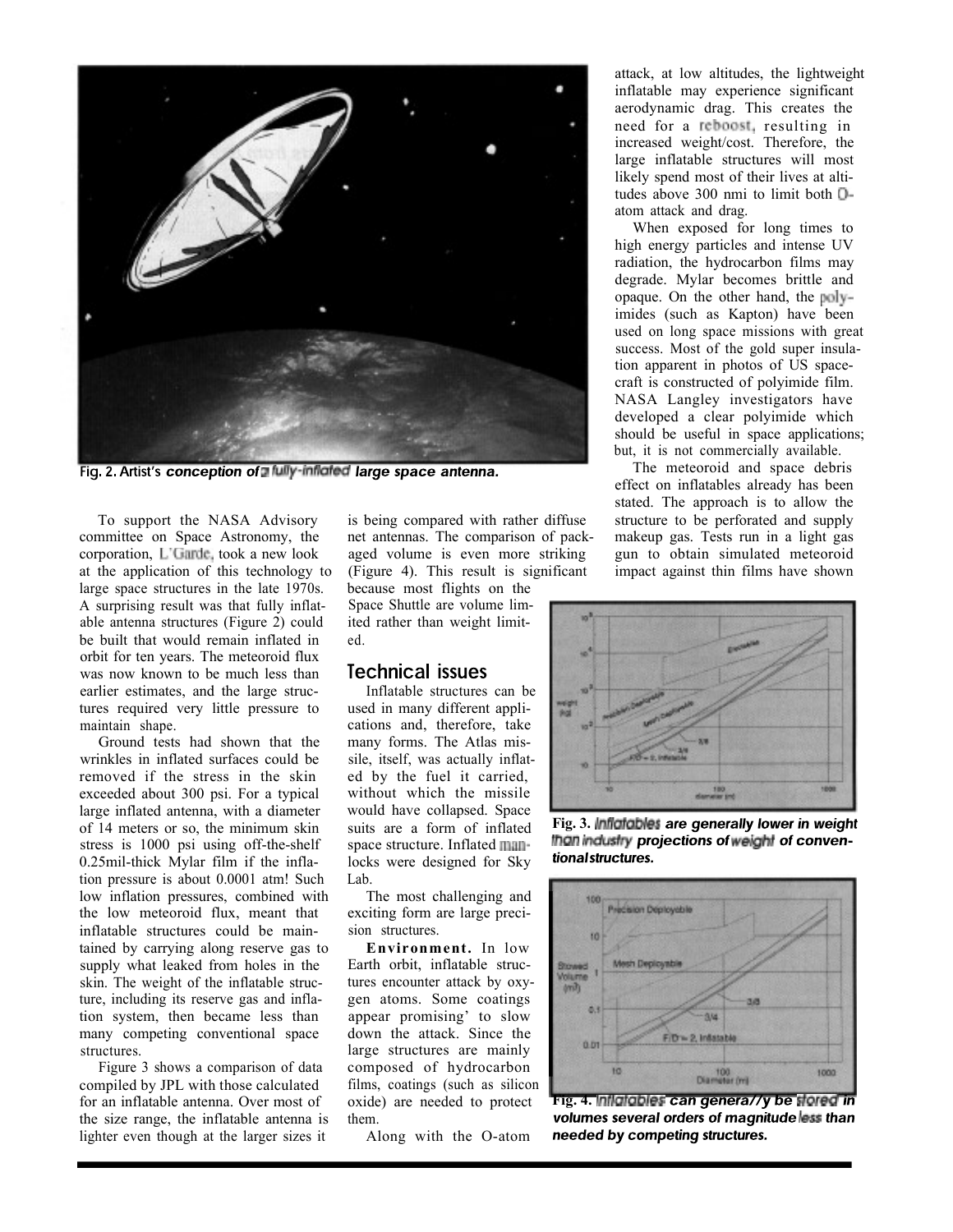Fig. 2. Artist's *conception of a fully-inflated large space antenna.*

To support the NASA Advisory committee on Space Astronomy, the corporation, L'Garde, took a new look at the application of this technology to large space structures in the late 1970s. A surprising result was that fully inflatable antenna structures (Figure 2) could be built that would remain inflated in orbit for ten years. The meteoroid flux was now known to be much less than earlier estimates, and the large structures required very little pressure to maintain shape.

Ground tests had shown that the wrinkles in inflated surfaces could be removed if the stress in the skin exceeded about 300 psi. For a typical large inflated antenna, with a diameter of 14 meters or so, the minimum skin stress is 1000 psi using off-the-shelf 0.25mil-thick Mylar film if the inflation pressure is about 0.0001 atm! Such low inflation pressures, combined with the low meteoroid flux, meant that inflatable structures could be maintained by carrying along reserve gas to supply what leaked from holes in the skin. The weight of the inflatable structure, including its reserve gas and inflation system, then became less than many competing conventional space structures.

Figure 3 shows a comparison of data compiled by JPL with those calculated for an inflatable antenna. Over most of the size range, the inflatable antenna is lighter even though at the larger sizes it is being compared with rather diffuse net antennas. The comparison of packaged volume is even more striking (Figure 4). This result is significant because most flights on the Space Shuttle are volume limited rather than weight limited.

## Technical issues

Inflatable structures can be used in many different applications and, therefore, take many forms. The Atlas missile, itself, was actually inflated by the fuel it carried, without which the missile would have collapsed. Space suits are a form of inflated space structure. Inflated manlocks were designed for Sky Lab.

The most challenging and exciting form are large precision structures.

**Environment.** In low Earth orbit, inflatable structures encounter attack by oxygen atoms. Some coatings appear promising' to slow down the attack. Since the large structures are mainly composed of hydrocarbon films, coatings (such as silicon oxide) are needed to protect them.

Along with the O-atom attack, at low altitudes, the lightweight inflatable may experience significant aerodynamic drag. This creates the need for a reboost, resulting in increased weight/cost. Therefore, the large inflatable structures will most likely spend most of their lives at altitudes above 300 nmi to limit both O-atom attack and drag.

When exposed for long times to high energy particles and intense UV radiation, the hydrocarbon films may degrade. Mylar becomes brittle and opaque. On the other hand, the polyimides (such as Kapton) have been used on long space missions with great success. Most of the gold super insulation apparent in photos of US spacecraft is constructed of polyimide film. NASA Langley investigators have developed a clear polyimide which should be useful in space applications; but, it is not commercially available.

The meteoroid and space debris effect on inflatables already has been stated. The approach is to allow the structure to be perforated and supply makeup gas. Tests run in a light gas gun to obtain simulated meteoroid impact against thin films have shown

**Fig. 3.** *Inflatables are generally lower in weight than industry projections of weight of conventional structures.*

**Fig. 4.** *Inflatables can generally be stored in volumes several orders of magnitude less than needed by competing structures.*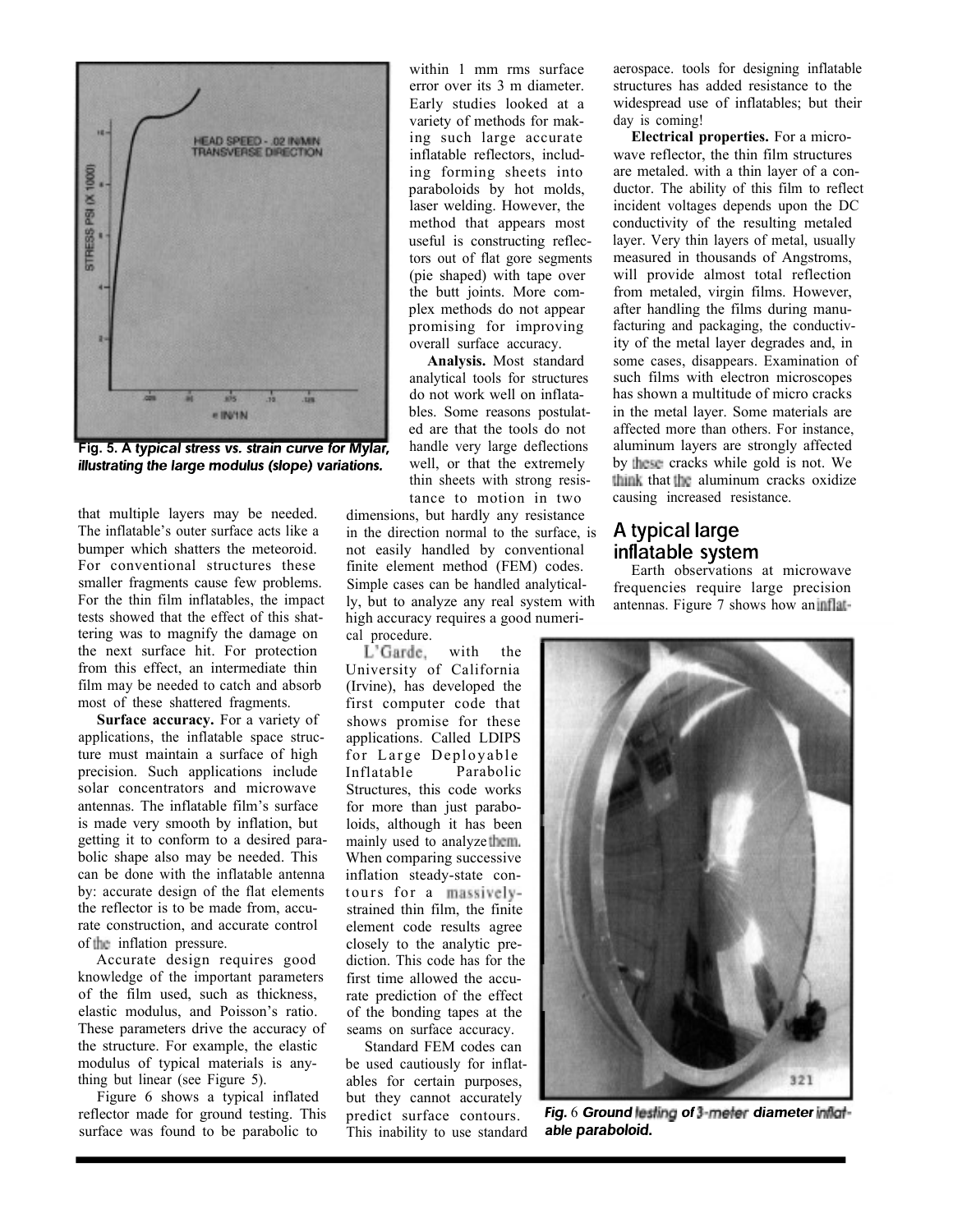Fig. 5. A *typical stress vs. strain curve for Mylar, illustrating the large modulus (slope) variations.*

that multiple layers may be needed. The inflatable's outer surface acts like a bumper which shatters the meteoroid. For conventional structures these smaller fragments cause few problems. For the thin film inflatables, the impact tests showed that the effect of this shattering was to magnify the damage on the next surface hit. For protection from this effect, an intermediate thin film may be needed to catch and absorb most of these shattered fragments.

**Surface accuracy.** For a variety of applications, the inflatable space structure must maintain a surface of high precision. Such applications include solar concentrators and microwave antennas. The inflatable film's surface is made very smooth by inflation, but getting it to conform to a desired parabolic shape also may be needed. This can be done with the inflatable antenna by: accurate design of the flat elements the reflector is to be made from, accurate construction, and accurate control of the inflation pressure.

Accurate design requires good knowledge of the important parameters of the film used, such as thickness, elastic modulus, and Poisson's ratio. These parameters drive the accuracy of the structure. For example, the elastic modulus of typical materials is anything but linear (see Figure 5).

Figure 6 shows a typical inflated reflector made for ground testing. This surface was found to be parabolic to within 1 mm rms surface error over its 3 m diameter. Early studies looked at a variety of methods for making such large accurate inflatable reflectors, including forming sheets into paraboloids by hot molds, laser welding. However, the method that appears most useful is constructing reflectors out of flat gore segments (pie shaped) with tape over the butt joints. More complex methods do not appear promising for improving overall surface accuracy.

**Analysis.** Most standard analytical tools for structures do not work well on inflatables. Some reasons postulated are that the tools do not handle very large deflections well, or that the extremely thin sheets with strong resistance to motion in two dimensions, but hardly any resistance in the direction normal to the surface, is not easily handled by conventional finite element method (FEM) codes. Simple cases can be handled analytically, but to analyze any real system with high accuracy requires a good numerical procedure.

L'Garde, with the University of California (Irvine), has developed the first computer code that shows promise for these applications. Called LDIPS for Large Deployable Inflatable Parabolic Structures, this code works for more than just paraboloids, although it has been mainly used to analyze them. When comparing successive inflation steady-state contours for a massively-strained thin film, the finite element code results agree closely to the analytic prediction. This code has for the first time allowed the accurate prediction of the effect of the bonding tapes at the seams on surface accuracy.

Standard FEM codes can be used cautiously for inflatables for certain purposes, but they cannot accurately predict surface contours. This inability to use standard aerospace. tools for designing inflatable structures has added resistance to the widespread use of inflatables; but their day is coming!

**Electrical properties.** For a microwave reflector, the thin film structures are metaled. with a thin layer of a conductor. The ability of this film to reflect incident voltages depends upon the DC conductivity of the resulting metaled layer. Very thin layers of metal, usually measured in thousands of Angstroms, will provide almost total reflection from metaled, virgin films. However, after handling the films during manufacturing and packaging, the conductivity of the metal layer degrades and, in some cases, disappears. Examination of such films with electron microscopes has shown a multitude of micro cracks in the metal layer. Some materials are affected more than others. For instance, aluminum layers are strongly affected by these cracks while gold is not. We think that the aluminum cracks oxidize causing increased resistance.

## A typical large inflatable system

Earth observations at microwave frequencies require large precision antennas. Figure 7 shows how an inflat-

*Fig. 6 Ground testing of 3-meter diameter inflatable paraboloid.*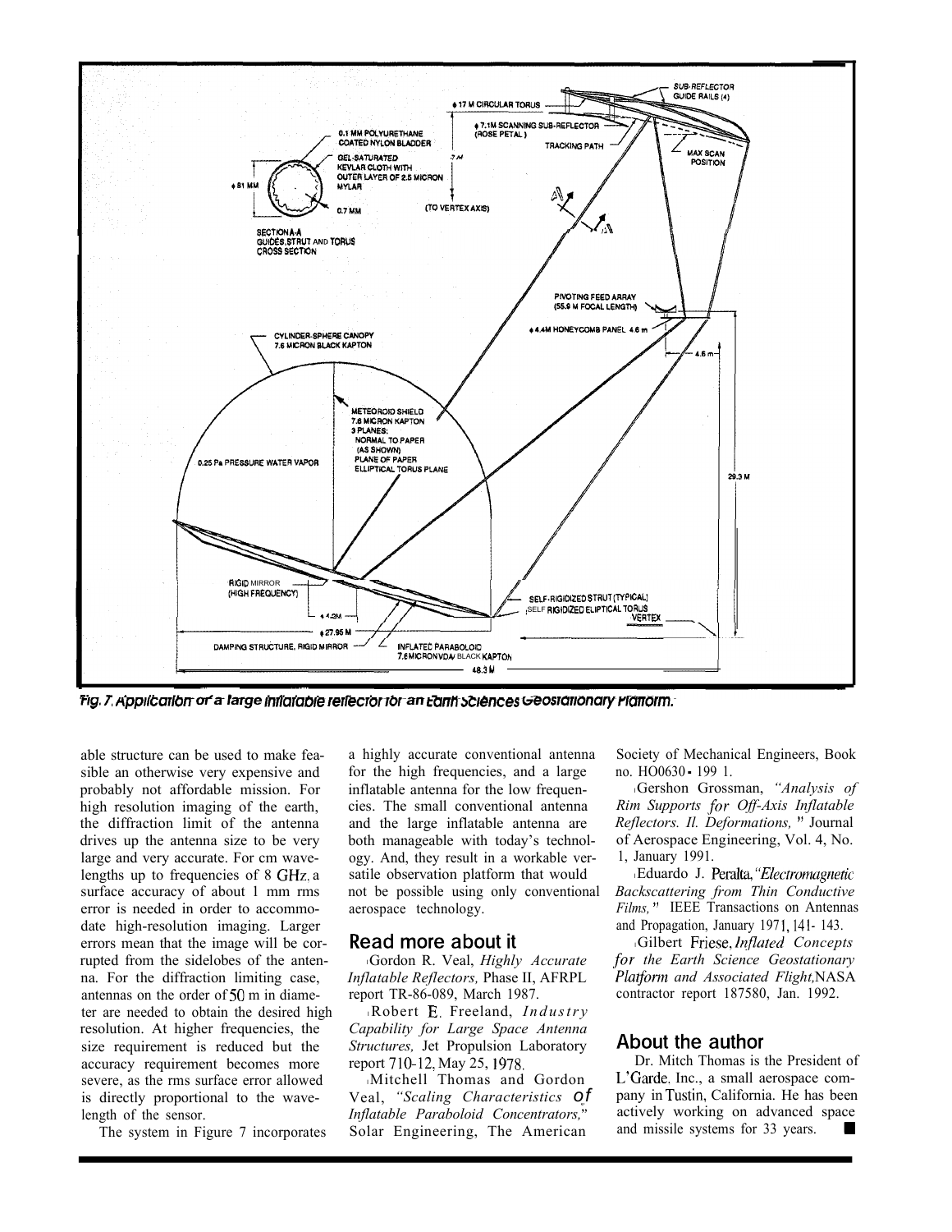Fig. 7. Application of a large inflatable reflector for an Earth Sciences Geostationary Platform.

able structure can be used to make feasible an otherwise very expensive and probably not affordable mission. For high resolution imaging of the earth, the diffraction limit of the antenna drives up the antenna size to be very large and very accurate. For cm wavelengths up to frequencies of 8 GHz, a surface accuracy of about 1 mm rms error is needed in order to accommodate high-resolution imaging. Larger errors mean that the image will be corrupted from the sidelobes of the antenna. For the diffraction limiting case, antennas on the order of 50 m in diameter are needed to obtain the desired high resolution. At higher frequencies, the size requirement is reduced but the accuracy requirement becomes more severe, as the rms surface error allowed is directly proportional to the wavelength of the sensor.

The system in Figure 7 incorporates a highly accurate conventional antenna for the high frequencies, and a large inflatable antenna for the low frequencies. The small conventional antenna and the large inflatable antenna are both manageable with today's technology. And, they result in a workable versatile observation platform that would not be possible using only conventional aerospace technology.

## Read more about it

- Gordon R. Veal, *Highly Accurate Inflatable Reflectors,* Phase II, AFRPL report TR-86-089, March 1987.
- Robert E. Freeland, *Industry Capability for Large Space Antenna Structures,* Jet Propulsion Laboratory report 710-12, May 25, 1978.
- Mitchell Thomas and Gordon Veal, *"Scaling Characteristics of Inflatable Paraboloid Concentrators,"* Solar Engineering, The American Society of Mechanical Engineers, Book no. HO0630 - 199 1.
- Gershon Grossman, *"Analysis of Rim Supports for Off-Axis Inflatable Reflectors. II. Deformations,"* Journal of Aerospace Engineering, Vol. 4, No. 1, January 1991.
- Eduardo J. Peralta, *"Electromagnetic Backscattering from Thin Conductive Films,"* IEEE Transactions on Antennas and Propagation, January 1971, 141- 143.
- Gilbert Friese, *Inflated Concepts for the Earth Science Geostationary Platform and Associated Flight,* NASA contractor report 187580, Jan. 1992.

## About the author

Dr. Mitch Thomas is the President of L'Garde. Inc., a small aerospace company in Tustin, California. He has been actively working on advanced space and missile systems for 33 years. ■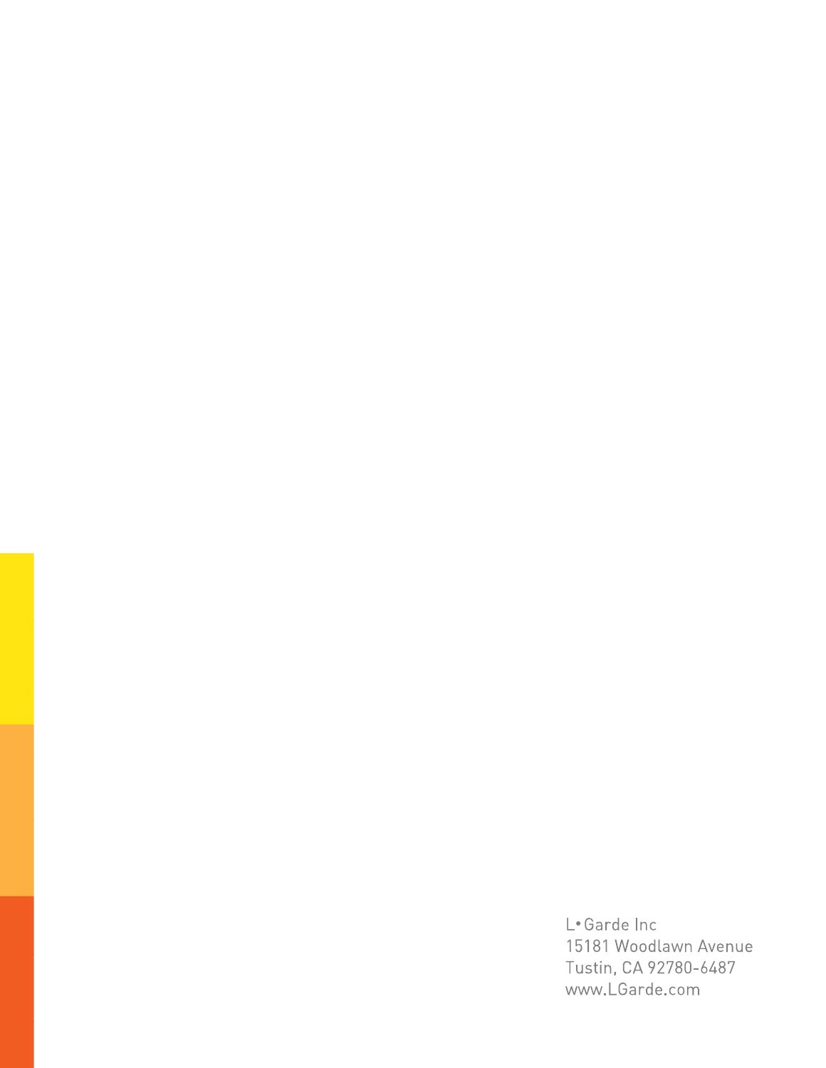L•Garde Inc
15181 Woodlawn Avenue
Tustin, CA 92780-6487
www.LGarde.com